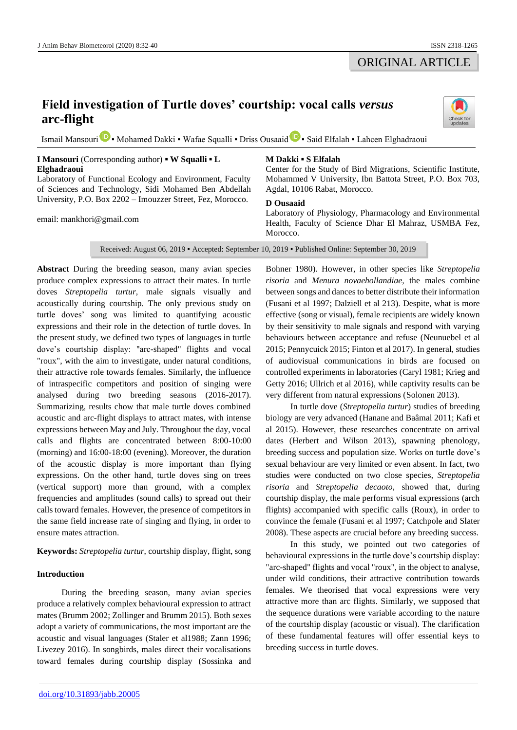ORIGINAL ARTICLE

# Field investigation of Turtle doves' courtship: vocal calls *versus* arc-flight

Ismail Mansouri ▪ Mohamed Dakki ▪ Wafae Squalli ▪ Driss Ousaaid ▪ Said Elfalah ▪ Lahcen Elghadraoui

**I Mansouri** (Corresponding author) ▪ **W Squalli** ▪ **L Elghadraoui**
Laboratory of Functional Ecology and Environment, Faculty of Sciences and Technology, Sidi Mohamed Ben Abdellah University, P.O. Box 2202 – Imouzzer Street, Fez, Morocco.

email: mankhori@gmail.com

**M Dakki** ▪ **S Elfalah**
Center for the Study of Bird Migrations, Scientific Institute, Mohammed V University, Ibn Battota Street, P.O. Box 703, Agdal, 10106 Rabat, Morocco.

**D Ousaaid**
Laboratory of Physiology, Pharmacology and Environmental Health, Faculty of Science Dhar El Mahraz, USMBA Fez, Morocco.

Received: August 06, 2019 ▪ Accepted: September 10, 2019 ▪ Published Online: September 30, 2019

**Abstract** During the breeding season, many avian species produce complex expressions to attract their mates. In turtle doves *Streptopelia turtur*, male signals visually and acoustically during courtship. The only previous study on turtle doves' song was limited to quantifying acoustic expressions and their role in the detection of turtle doves. In the present study, we defined two types of languages in turtle dove's courtship display: "arc-shaped" flights and vocal "roux", with the aim to investigate, under natural conditions, their attractive role towards females. Similarly, the influence of intraspecific competitors and position of singing were analysed during two breeding seasons (2016-2017). Summarizing, results chow that male turtle doves combined acoustic and arc-flight displays to attract mates, with intense expressions between May and July. Throughout the day, vocal calls and flights are concentrated between 8:00-10:00 (morning) and 16:00-18:00 (evening). Moreover, the duration of the acoustic display is more important than flying expressions. On the other hand, turtle doves sing on trees (vertical support) more than ground, with a complex frequencies and amplitudes (sound calls) to spread out their calls toward females. However, the presence of competitors in the same field increase rate of singing and flying, in order to ensure mates attraction.

**Keywords:** *Streptopelia turtur*, courtship display, flight, song

## Introduction

During the breeding season, many avian species produce a relatively complex behavioural expression to attract mates (Brumm 2002; Zollinger and Brumm 2015). Both sexes adopt a variety of communications, the most important are the acoustic and visual languages (Staler et al1988; Zann 1996; Livezey 2016). In songbirds, males direct their vocalisations toward females during courtship display (Sossinka and Bohner 1980). However, in other species like *Streptopelia risoria* and *Menura novaehollandiae*, the males combine between songs and dances to better distribute their information (Fusani et al 1997; Dalziell et al 213). Despite, what is more effective (song or visual), female recipients are widely known by their sensitivity to male signals and respond with varying behaviours between acceptance and refuse (Neunuebel et al 2015; Pennycuick 2015; Finton et al 2017). In general, studies of audiovisual communications in birds are focused on controlled experiments in laboratories (Caryl 1981; Krieg and Getty 2016; Ullrich et al 2016), while captivity results can be very different from natural expressions (Solonen 2013).

In turtle dove (*Streptopelia turtur*) studies of breeding biology are very advanced (Hanane and Baâmal 2011; Kafi et al 2015). However, these researches concentrate on arrival dates (Herbert and Wilson 2013), spawning phenology, breeding success and population size. Works on turtle dove's sexual behaviour are very limited or even absent. In fact, two studies were conducted on two close species, *Streptopelia risoria* and *Streptopelia decaoto*, showed that, during courtship display, the male performs visual expressions (arch flights) accompanied with specific calls (Roux), in order to convince the female (Fusani et al 1997; Catchpole and Slater 2008). These aspects are crucial before any breeding success.

In this study, we pointed out two categories of behavioural expressions in the turtle dove's courtship display: "arc-shaped" flights and vocal "roux", in the object to analyse, under wild conditions, their attractive contribution towards females. We theorised that vocal expressions were very attractive more than arc flights. Similarly, we supposed that the sequence durations were variable according to the nature of the courtship display (acoustic or visual). The clarification of these fundamental features will offer essential keys to breeding success in turtle doves.

doi.org/10.31893/jabb.20005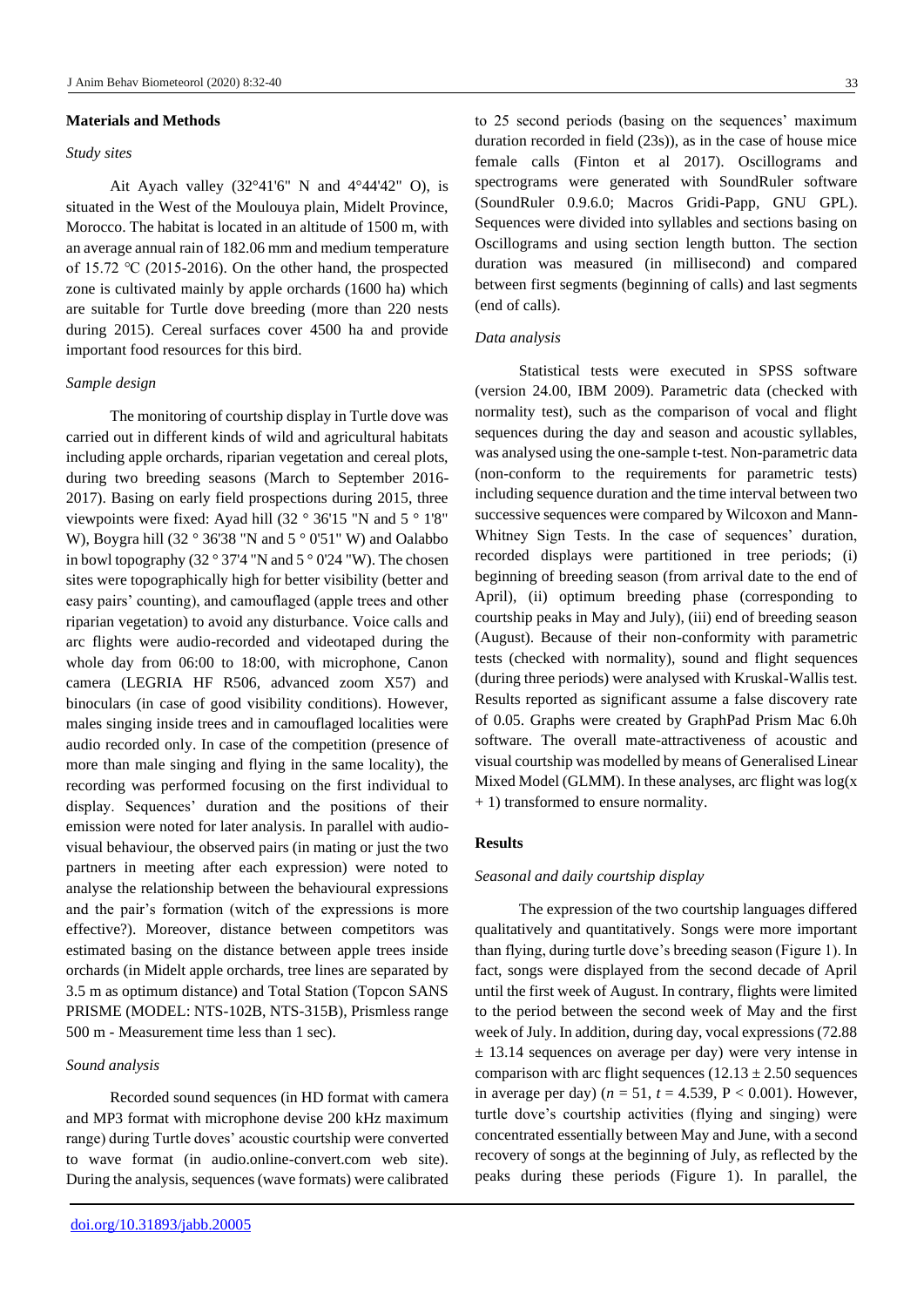## Materials and Methods

### Study sites

Ait Ayach valley (32°41'6" N and 4°44'42" O), is situated in the West of the Moulouya plain, Midelt Province, Morocco. The habitat is located in an altitude of 1500 m, with an average annual rain of 182.06 mm and medium temperature of 15.72 °C (2015-2016). On the other hand, the prospected zone is cultivated mainly by apple orchards (1600 ha) which are suitable for Turtle dove breeding (more than 220 nests during 2015). Cereal surfaces cover 4500 ha and provide important food resources for this bird.

### Sample design

The monitoring of courtship display in Turtle dove was carried out in different kinds of wild and agricultural habitats including apple orchards, riparian vegetation and cereal plots, during two breeding seasons (March to September 2016-2017). Basing on early field prospections during 2015, three viewpoints were fixed: Ayad hill (32 ° 36'15 "N and 5 ° 1'8" W), Boygra hill (32 ° 36'38 "N and 5 ° 0'51" W) and Oalabbo in bowl topography (32 ° 37'4 "N and 5 ° 0'24 "W). The chosen sites were topographically high for better visibility (better and easy pairs' counting), and camouflaged (apple trees and other riparian vegetation) to avoid any disturbance. Voice calls and arc flights were audio-recorded and videotaped during the whole day from 06:00 to 18:00, with microphone, Canon camera (LEGRIA HF R506, advanced zoom X57) and binoculars (in case of good visibility conditions). However, males singing inside trees and in camouflaged localities were audio recorded only. In case of the competition (presence of more than male singing and flying in the same locality), the recording was performed focusing on the first individual to display. Sequences' duration and the positions of their emission were noted for later analysis. In parallel with audio-visual behaviour, the observed pairs (in mating or just the two partners in meeting after each expression) were noted to analyse the relationship between the behavioural expressions and the pair's formation (witch of the expressions is more effective?). Moreover, distance between competitors was estimated basing on the distance between apple trees inside orchards (in Midelt apple orchards, tree lines are separated by 3.5 m as optimum distance) and Total Station (Topcon SANS PRISME (MODEL: NTS-102B, NTS-315B), Prismless range 500 m - Measurement time less than 1 sec).

### Sound analysis

Recorded sound sequences (in HD format with camera and MP3 format with microphone devise 200 kHz maximum range) during Turtle doves' acoustic courtship were converted to wave format (in audio.online-convert.com web site). During the analysis, sequences (wave formats) were calibrated to 25 second periods (basing on the sequences' maximum duration recorded in field (23s)), as in the case of house mice female calls (Finton et al 2017). Oscillograms and spectrograms were generated with SoundRuler software (SoundRuler 0.9.6.0; Macros Gridi-Papp, GNU GPL). Sequences were divided into syllables and sections basing on Oscillograms and using section length button. The section duration was measured (in millisecond) and compared between first segments (beginning of calls) and last segments (end of calls).

### Data analysis

Statistical tests were executed in SPSS software (version 24.00, IBM 2009). Parametric data (checked with normality test), such as the comparison of vocal and flight sequences during the day and season and acoustic syllables, was analysed using the one-sample t-test. Non-parametric data (non-conform to the requirements for parametric tests) including sequence duration and the time interval between two successive sequences were compared by Wilcoxon and Mann-Whitney Sign Tests. In the case of sequences' duration, recorded displays were partitioned in tree periods; (i) beginning of breeding season (from arrival date to the end of April), (ii) optimum breeding phase (corresponding to courtship peaks in May and July), (iii) end of breeding season (August). Because of their non-conformity with parametric tests (checked with normality), sound and flight sequences (during three periods) were analysed with Kruskal-Wallis test. Results reported as significant assume a false discovery rate of 0.05. Graphs were created by GraphPad Prism Mac 6.0h software. The overall mate-attractiveness of acoustic and visual courtship was modelled by means of Generalised Linear Mixed Model (GLMM). In these analyses, arc flight was $\log(x + 1)$ transformed to ensure normality.

## Results

### Seasonal and daily courtship display

The expression of the two courtship languages differed qualitatively and quantitatively. Songs were more important than flying, during turtle dove's breeding season (Figure 1). In fact, songs were displayed from the second decade of April until the first week of August. In contrary, flights were limited to the period between the second week of May and the first week of July. In addition, during day, vocal expressions (72.88 ± 13.14 sequences on average per day) were very intense in comparison with arc flight sequences (12.13 ± 2.50 sequences in average per day) ($n = 51$, $t = 4.539$, $P < 0.001$). However, turtle dove's courtship activities (flying and singing) were concentrated essentially between May and June, with a second recovery of songs at the beginning of July, as reflected by the peaks during these periods (Figure 1). In parallel, the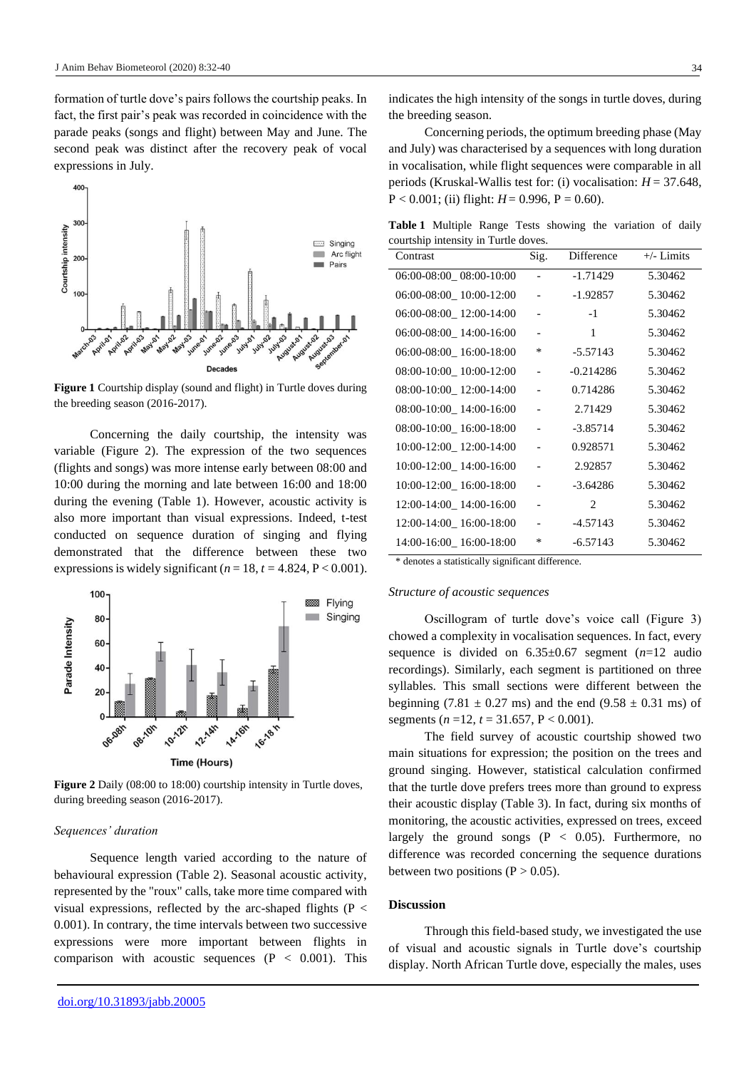formation of turtle dove's pairs follows the courtship peaks. In fact, the first pair's peak was recorded in coincidence with the parade peaks (songs and flight) between May and June. The second peak was distinct after the recovery peak of vocal expressions in July.

**Figure 1** Courtship display (sound and flight) in Turtle doves during the breeding season (2016-2017).

Concerning the daily courtship, the intensity was variable (Figure 2). The expression of the two sequences (flights and songs) was more intense early between 08:00 and 10:00 during the morning and late between 16:00 and 18:00 during the evening (Table 1). However, acoustic activity is also more important than visual expressions. Indeed, t-test conducted on sequence duration of singing and flying demonstrated that the difference between these two expressions is widely significant ($n = 18$, $t = 4.824$, $P < 0.001$).

**Figure 2** Daily (08:00 to 18:00) courtship intensity in Turtle doves, during breeding season (2016-2017).

*Sequences' duration*

Sequence length varied according to the nature of behavioural expression (Table 2). Seasonal acoustic activity, represented by the "roux" calls, take more time compared with visual expressions, reflected by the arc-shaped flights ($P < 0.001$). In contrary, the time intervals between two successive expressions were more important between flights in comparison with acoustic sequences ($P < 0.001$). This indicates the high intensity of the songs in turtle doves, during the breeding season.

Concerning periods, the optimum breeding phase (May and July) was characterised by a sequences with long duration in vocalisation, while flight sequences were comparable in all periods (Kruskal-Wallis test for: (i) vocalisation: $H = 37.648$, $P < 0.001$; (ii) flight: $H = 0.996$, $P = 0.60$).

**Table 1** Multiple Range Tests showing the variation of daily courtship intensity in Turtle doves.

| Contrast | Sig. | Difference | +/- Limits |
|---|---|---|---|
| 06:00-08:00_ 08:00-10:00 | - | -1.71429 | 5.30462 |
| 06:00-08:00_ 10:00-12:00 | - | -1.92857 | 5.30462 |
| 06:00-08:00_ 12:00-14:00 | - | -1 | 5.30462 |
| 06:00-08:00_ 14:00-16:00 | - | 1 | 5.30462 |
| 06:00-08:00_ 16:00-18:00 | * | -5.57143 | 5.30462 |
| 08:00-10:00_ 10:00-12:00 | - | -0.214286 | 5.30462 |
| 08:00-10:00_ 12:00-14:00 | - | 0.714286 | 5.30462 |
| 08:00-10:00_ 14:00-16:00 | - | 2.71429 | 5.30462 |
| 08:00-10:00_ 16:00-18:00 | - | -3.85714 | 5.30462 |
| 10:00-12:00_ 12:00-14:00 | - | 0.928571 | 5.30462 |
| 10:00-12:00_ 14:00-16:00 | - | 2.92857 | 5.30462 |
| 10:00-12:00_ 16:00-18:00 | - | -3.64286 | 5.30462 |
| 12:00-14:00_ 14:00-16:00 | - | 2 | 5.30462 |
| 12:00-14:00_ 16:00-18:00 | - | -4.57143 | 5.30462 |
| 14:00-16:00_ 16:00-18:00 | * | -6.57143 | 5.30462 |

\* denotes a statistically significant difference.

*Structure of acoustic sequences*

Oscillogram of turtle dove's voice call (Figure 3) chowed a complexity in vocalisation sequences. In fact, every sequence is divided on 6.35±0.67 segment ($n$=12 audio recordings). Similarly, each segment is partitioned on three syllables. This small sections were different between the beginning (7.81 ± 0.27 ms) and the end (9.58 ± 0.31 ms) of segments ($n$ =12, $t = 31.657$, $P < 0.001$).

The field survey of acoustic courtship showed two main situations for expression; the position on the trees and ground singing. However, statistical calculation confirmed that the turtle dove prefers trees more than ground to express their acoustic display (Table 3). In fact, during six months of monitoring, the acoustic activities, expressed on trees, exceed largely the ground songs ($P < 0.05$). Furthermore, no difference was recorded concerning the sequence durations between two positions ($P > 0.05$).

## Discussion

Through this field-based study, we investigated the use of visual and acoustic signals in Turtle dove's courtship display. North African Turtle dove, especially the males, uses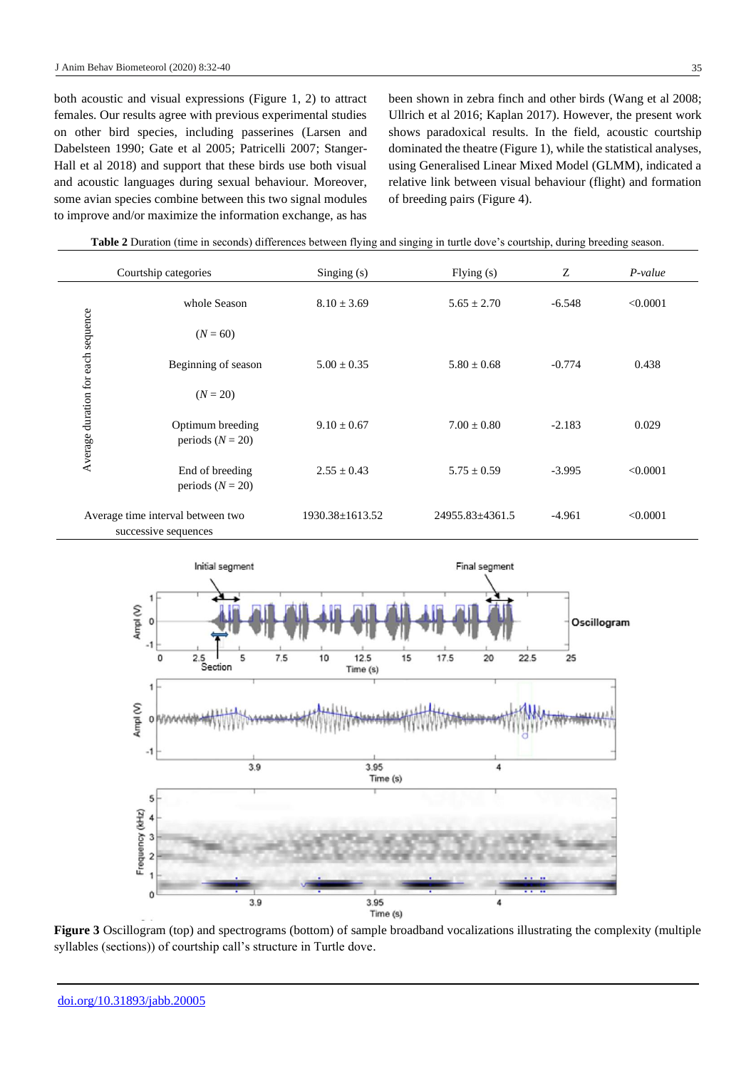both acoustic and visual expressions (Figure 1, 2) to attract females. Our results agree with previous experimental studies on other bird species, including passerines (Larsen and Dabelsteen 1990; Gate et al 2005; Patricelli 2007; Stanger-Hall et al 2018) and support that these birds use both visual and acoustic languages during sexual behaviour. Moreover, some avian species combine between this two signal modules to improve and/or maximize the information exchange, as has been shown in zebra finch and other birds (Wang et al 2008; Ullrich et al 2016; Kaplan 2017). However, the present work shows paradoxical results. In the field, acoustic courtship dominated the theatre (Figure 1), while the statistical analyses, using Generalised Linear Mixed Model (GLMM), indicated a relative link between visual behaviour (flight) and formation of breeding pairs (Figure 4).

**Table 2** Duration (time in seconds) differences between flying and singing in turtle dove's courtship, during breeding season.

| | Courtship categories | Singing (s) | Flying (s) | Z | *P-value* |
|---|---|---|---|---|---|
| Average duration for each sequence | whole Season ($N = 60$) | 8.10 ± 3.69 | 5.65 ± 2.70 | -6.548 | <0.0001 |
| | Beginning of season ($N = 20$) | 5.00 ± 0.35 | 5.80 ± 0.68 | -0.774 | 0.438 |
| | Optimum breeding periods ($N = 20$) | 9.10 ± 0.67 | 7.00 ± 0.80 | -2.183 | 0.029 |
| | End of breeding periods ($N = 20$) | 2.55 ± 0.43 | 5.75 ± 0.59 | -3.995 | <0.0001 |
| Average time interval between two successive sequences | | 1930.38±1613.52 | 24955.83±4361.5 | -4.961 | <0.0001 |

**Figure 3** Oscillogram (top) and spectrograms (bottom) of sample broadband vocalizations illustrating the complexity (multiple syllables (sections)) of courtship call's structure in Turtle dove.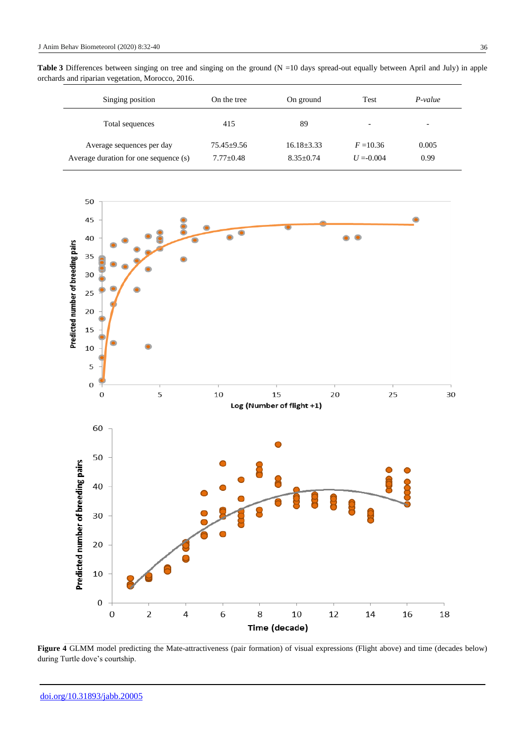**Table 3** Differences between singing on tree and singing on the ground (N =10 days spread-out equally between April and July) in apple orchards and riparian vegetation, Morocco, 2016.

| Singing position | On the tree | On ground | Test | *P-value* |
|---|---|---|---|---|
| Total sequences | 415 | 89 | - | - |
| Average sequences per day | 75.45±9.56 | 16.18±3.33 | $F$ =10.36 | 0.005 |
| Average duration for one sequence (s) | 7.77±0.48 | 8.35±0.74 | $U$ =-0.004 | 0.99 |

**Figure 4** GLMM model predicting the Mate-attractiveness (pair formation) of visual expressions (Flight above) and time (decades below) during Turtle dove's courtship.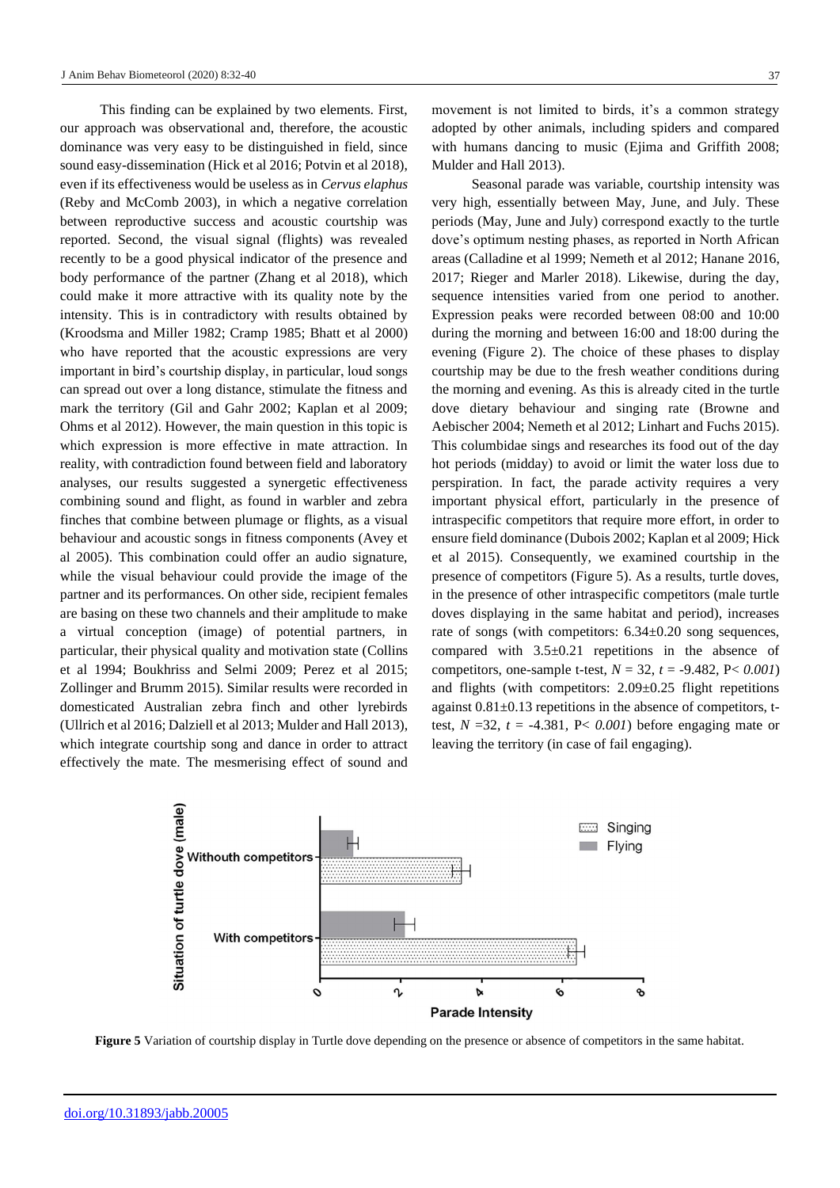This finding can be explained by two elements. First, our approach was observational and, therefore, the acoustic dominance was very easy to be distinguished in field, since sound easy-dissemination (Hick et al 2016; Potvin et al 2018), even if its effectiveness would be useless as in *Cervus elaphus* (Reby and McComb 2003), in which a negative correlation between reproductive success and acoustic courtship was reported. Second, the visual signal (flights) was revealed recently to be a good physical indicator of the presence and body performance of the partner (Zhang et al 2018), which could make it more attractive with its quality note by the intensity. This is in contradictory with results obtained by (Kroodsma and Miller 1982; Cramp 1985; Bhatt et al 2000) who have reported that the acoustic expressions are very important in bird's courtship display, in particular, loud songs can spread out over a long distance, stimulate the fitness and mark the territory (Gil and Gahr 2002; Kaplan et al 2009; Ohms et al 2012). However, the main question in this topic is which expression is more effective in mate attraction. In reality, with contradiction found between field and laboratory analyses, our results suggested a synergetic effectiveness combining sound and flight, as found in warbler and zebra finches that combine between plumage or flights, as a visual behaviour and acoustic songs in fitness components (Avey et al 2005). This combination could offer an audio signature, while the visual behaviour could provide the image of the partner and its performances. On other side, recipient females are basing on these two channels and their amplitude to make a virtual conception (image) of potential partners, in particular, their physical quality and motivation state (Collins et al 1994; Boukhriss and Selmi 2009; Perez et al 2015; Zollinger and Brumm 2015). Similar results were recorded in domesticated Australian zebra finch and other lyrebirds (Ullrich et al 2016; Dalziell et al 2013; Mulder and Hall 2013), which integrate courtship song and dance in order to attract effectively the mate. The mesmerising effect of sound and movement is not limited to birds, it's a common strategy adopted by other animals, including spiders and compared with humans dancing to music (Ejima and Griffith 2008; Mulder and Hall 2013).

Seasonal parade was variable, courtship intensity was very high, essentially between May, June, and July. These periods (May, June and July) correspond exactly to the turtle dove's optimum nesting phases, as reported in North African areas (Calladine et al 1999; Nemeth et al 2012; Hanane 2016, 2017; Rieger and Marler 2018). Likewise, during the day, sequence intensities varied from one period to another. Expression peaks were recorded between 08:00 and 10:00 during the morning and between 16:00 and 18:00 during the evening (Figure 2). The choice of these phases to display courtship may be due to the fresh weather conditions during the morning and evening. As this is already cited in the turtle dove dietary behaviour and singing rate (Browne and Aebischer 2004; Nemeth et al 2012; Linhart and Fuchs 2015). This columbidae sings and researches its food out of the day hot periods (midday) to avoid or limit the water loss due to perspiration. In fact, the parade activity requires a very important physical effort, particularly in the presence of intraspecific competitors that require more effort, in order to ensure field dominance (Dubois 2002; Kaplan et al 2009; Hick et al 2015). Consequently, we examined courtship in the presence of competitors (Figure 5). As a results, turtle doves, in the presence of other intraspecific competitors (male turtle doves displaying in the same habitat and period), increases rate of songs (with competitors: 6.34±0.20 song sequences, compared with 3.5±0.21 repetitions in the absence of competitors, one-sample t-test, $N = 32$, $t = -9.482$, $P < 0.001$) and flights (with competitors: 2.09±0.25 flight repetitions against 0.81±0.13 repetitions in the absence of competitors, t-test, $N = 32$, $t = -4.381$, $P < 0.001$) before engaging mate or leaving the territory (in case of fail engaging).

**Figure 5** Variation of courtship display in Turtle dove depending on the presence or absence of competitors in the same habitat.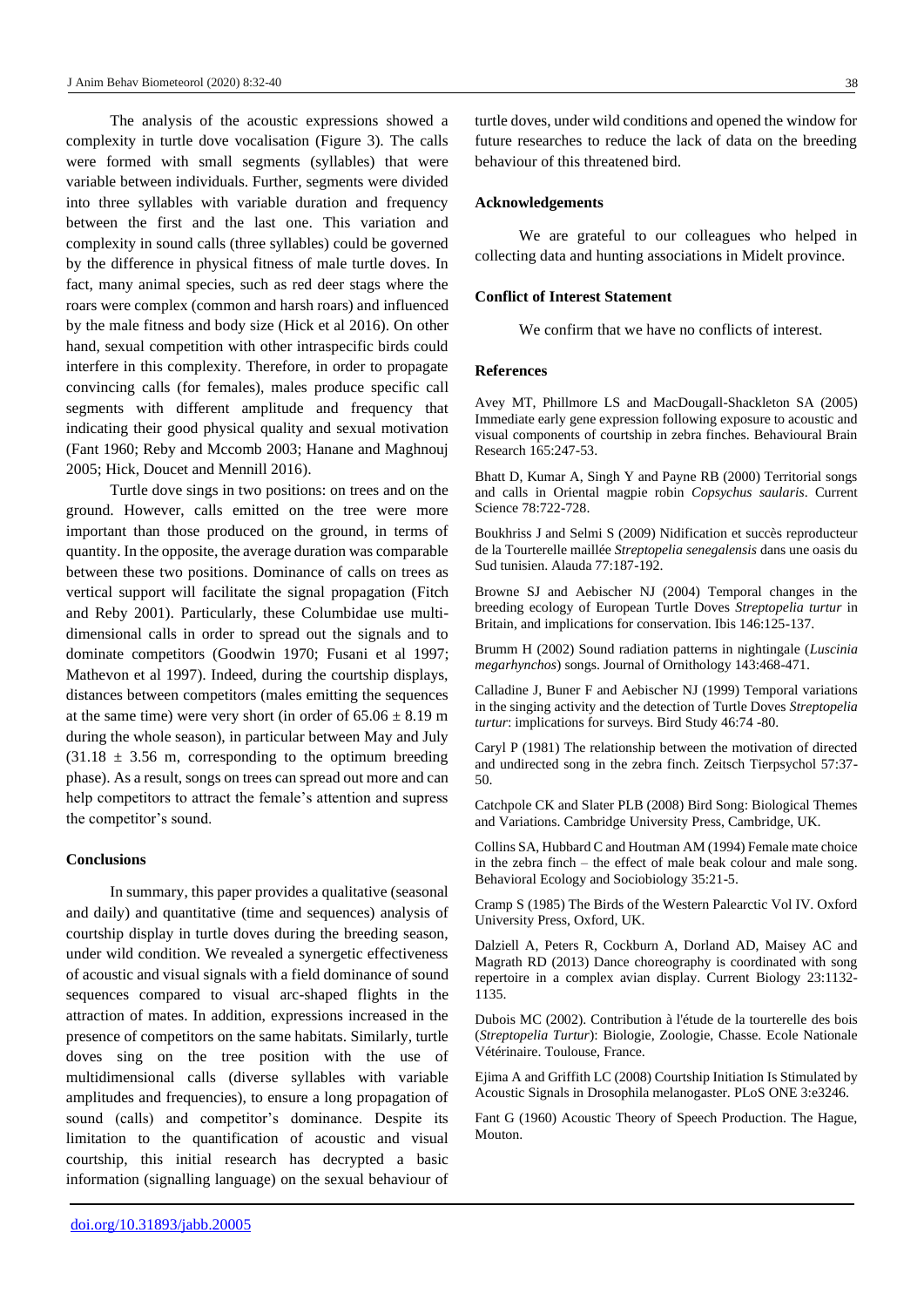The analysis of the acoustic expressions showed a complexity in turtle dove vocalisation (Figure 3). The calls were formed with small segments (syllables) that were variable between individuals. Further, segments were divided into three syllables with variable duration and frequency between the first and the last one. This variation and complexity in sound calls (three syllables) could be governed by the difference in physical fitness of male turtle doves. In fact, many animal species, such as red deer stags where the roars were complex (common and harsh roars) and influenced by the male fitness and body size (Hick et al 2016). On other hand, sexual competition with other intraspecific birds could interfere in this complexity. Therefore, in order to propagate convincing calls (for females), males produce specific call segments with different amplitude and frequency that indicating their good physical quality and sexual motivation (Fant 1960; Reby and Mccomb 2003; Hanane and Maghnouj 2005; Hick, Doucet and Mennill 2016).

Turtle dove sings in two positions: on trees and on the ground. However, calls emitted on the tree were more important than those produced on the ground, in terms of quantity. In the opposite, the average duration was comparable between these two positions. Dominance of calls on trees as vertical support will facilitate the signal propagation (Fitch and Reby 2001). Particularly, these Columbidae use multi-dimensional calls in order to spread out the signals and to dominate competitors (Goodwin 1970; Fusani et al 1997; Mathevon et al 1997). Indeed, during the courtship displays, distances between competitors (males emitting the sequences at the same time) were very short (in order of $65.06 \pm 8.19$ m during the whole season), in particular between May and July ($31.18 \pm 3.56$ m, corresponding to the optimum breeding phase). As a result, songs on trees can spread out more and can help competitors to attract the female's attention and supress the competitor's sound.

## Conclusions

In summary, this paper provides a qualitative (seasonal and daily) and quantitative (time and sequences) analysis of courtship display in turtle doves during the breeding season, under wild condition. We revealed a synergetic effectiveness of acoustic and visual signals with a field dominance of sound sequences compared to visual arc-shaped flights in the attraction of mates. In addition, expressions increased in the presence of competitors on the same habitats. Similarly, turtle doves sing on the tree position with the use of multidimensional calls (diverse syllables with variable amplitudes and frequencies), to ensure a long propagation of sound (calls) and competitor's dominance. Despite its limitation to the quantification of acoustic and visual courtship, this initial research has decrypted a basic information (signalling language) on the sexual behaviour of turtle doves, under wild conditions and opened the window for future researches to reduce the lack of data on the breeding behaviour of this threatened bird.

## Acknowledgements

We are grateful to our colleagues who helped in collecting data and hunting associations in Midelt province.

## Conflict of Interest Statement

We confirm that we have no conflicts of interest.

## References

Avey MT, Phillmore LS and MacDougall-Shackleton SA (2005) Immediate early gene expression following exposure to acoustic and visual components of courtship in zebra finches. Behavioural Brain Research 165:247-53.

Bhatt D, Kumar A, Singh Y and Payne RB (2000) Territorial songs and calls in Oriental magpie robin *Copsychus saularis*. Current Science 78:722-728.

Boukhriss J and Selmi S (2009) Nidification et succès reproducteur de la Tourterelle maillée *Streptopelia senegalensis* dans une oasis du Sud tunisien. Alauda 77:187-192.

Browne SJ and Aebischer NJ (2004) Temporal changes in the breeding ecology of European Turtle Doves *Streptopelia turtur* in Britain, and implications for conservation. Ibis 146:125-137.

Brumm H (2002) Sound radiation patterns in nightingale (*Luscinia megarhynchos*) songs. Journal of Ornithology 143:468-471.

Calladine J, Buner F and Aebischer NJ (1999) Temporal variations in the singing activity and the detection of Turtle Doves *Streptopelia turtur*: implications for surveys. Bird Study 46:74 -80.

Caryl P (1981) The relationship between the motivation of directed and undirected song in the zebra finch. Zeitsch Tierpsychol 57:37-50.

Catchpole CK and Slater PLB (2008) Bird Song: Biological Themes and Variations. Cambridge University Press, Cambridge, UK.

Collins SA, Hubbard C and Houtman AM (1994) Female mate choice in the zebra finch – the effect of male beak colour and male song. Behavioral Ecology and Sociobiology 35:21-5.

Cramp S (1985) The Birds of the Western Palearctic Vol IV. Oxford University Press, Oxford, UK.

Dalziell A, Peters R, Cockburn A, Dorland AD, Maisey AC and Magrath RD (2013) Dance choreography is coordinated with song repertoire in a complex avian display. Current Biology 23:1132-1135.

Dubois MC (2002). Contribution à l'étude de la tourterelle des bois (*Streptopelia Turtur*): Biologie, Zoologie, Chasse. Ecole Nationale Vétérinaire. Toulouse, France.

Ejima A and Griffith LC (2008) Courtship Initiation Is Stimulated by Acoustic Signals in Drosophila melanogaster. PLoS ONE 3:e3246.

Fant G (1960) Acoustic Theory of Speech Production. The Hague, Mouton.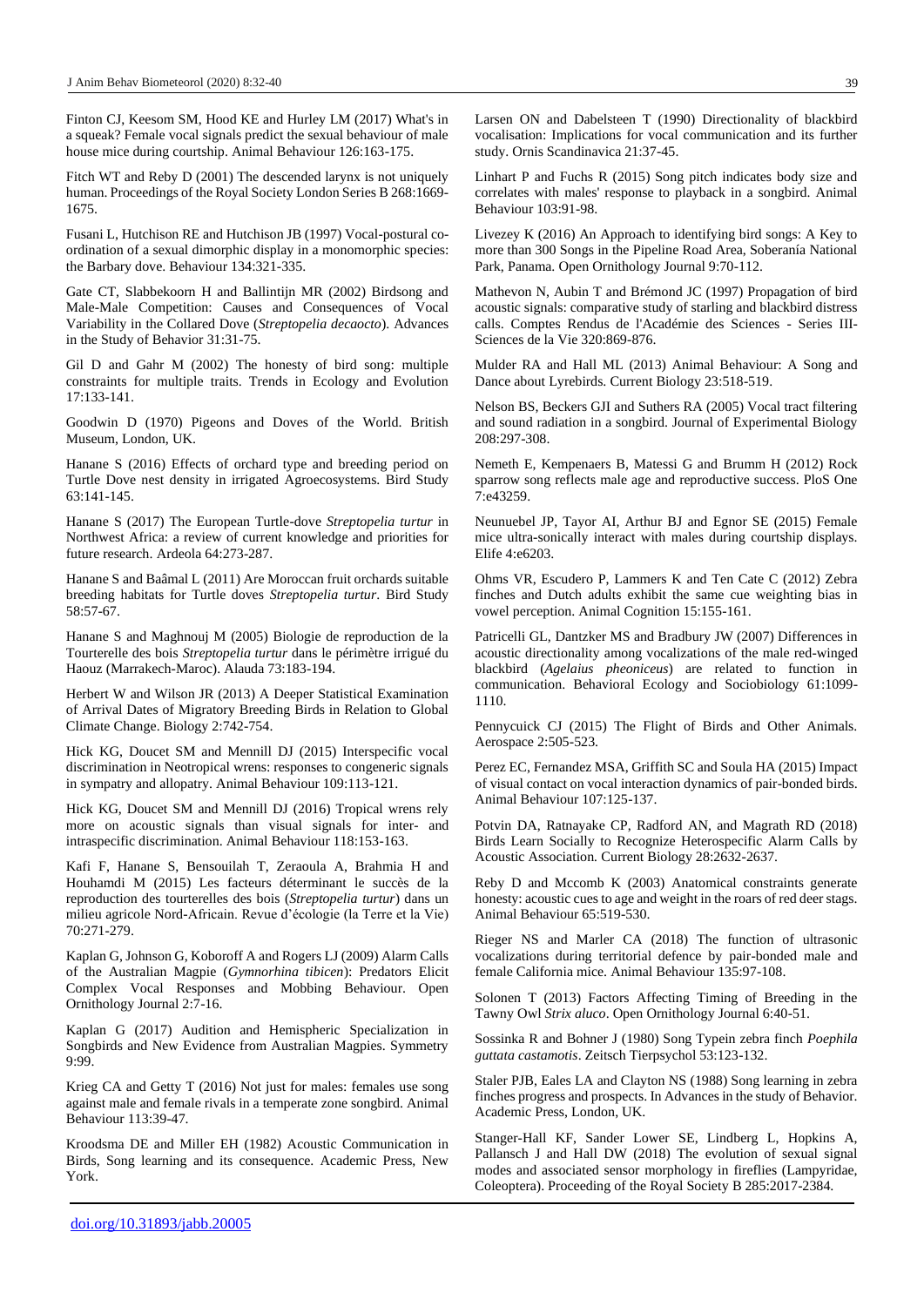Finton CJ, Keesom SM, Hood KE and Hurley LM (2017) What's in a squeak? Female vocal signals predict the sexual behaviour of male house mice during courtship. Animal Behaviour 126:163-175.

Fitch WT and Reby D (2001) The descended larynx is not uniquely human. Proceedings of the Royal Society London Series B 268:1669-1675.

Fusani L, Hutchison RE and Hutchison JB (1997) Vocal-postural co-ordination of a sexual dimorphic display in a monomorphic species: the Barbary dove. Behaviour 134:321-335.

Gate CT, Slabbekoorn H and Ballintijn MR (2002) Birdsong and Male-Male Competition: Causes and Consequences of Vocal Variability in the Collared Dove (*Streptopelia decaocto*). Advances in the Study of Behavior 31:31-75.

Gil D and Gahr M (2002) The honesty of bird song: multiple constraints for multiple traits. Trends in Ecology and Evolution 17:133-141.

Goodwin D (1970) Pigeons and Doves of the World. British Museum, London, UK.

Hanane S (2016) Effects of orchard type and breeding period on Turtle Dove nest density in irrigated Agroecosystems. Bird Study 63:141-145.

Hanane S (2017) The European Turtle-dove *Streptopelia turtur* in Northwest Africa: a review of current knowledge and priorities for future research. Ardeola 64:273-287.

Hanane S and Baâmal L (2011) Are Moroccan fruit orchards suitable breeding habitats for Turtle doves *Streptopelia turtur*. Bird Study 58:57-67.

Hanane S and Maghnouj M (2005) Biologie de reproduction de la Tourterelle des bois *Streptopelia turtur* dans le périmètre irrigué du Haouz (Marrakech-Maroc). Alauda 73:183-194.

Herbert W and Wilson JR (2013) A Deeper Statistical Examination of Arrival Dates of Migratory Breeding Birds in Relation to Global Climate Change. Biology 2:742-754.

Hick KG, Doucet SM and Mennill DJ (2015) Interspecific vocal discrimination in Neotropical wrens: responses to congeneric signals in sympatry and allopatry. Animal Behaviour 109:113-121.

Hick KG, Doucet SM and Mennill DJ (2016) Tropical wrens rely more on acoustic signals than visual signals for inter- and intraspecific discrimination. Animal Behaviour 118:153-163.

Kafi F, Hanane S, Bensouilah T, Zeraoula A, Brahmia H and Houhamdi M (2015) Les facteurs déterminant le succès de la reproduction des tourterelles des bois (*Streptopelia turtur*) dans un milieu agricole Nord-Africain. Revue d'écologie (la Terre et la Vie) 70:271-279.

Kaplan G, Johnson G, Koboroff A and Rogers LJ (2009) Alarm Calls of the Australian Magpie (*Gymnorhina tibicen*): Predators Elicit Complex Vocal Responses and Mobbing Behaviour. Open Ornithology Journal 2:7-16.

Kaplan G (2017) Audition and Hemispheric Specialization in Songbirds and New Evidence from Australian Magpies. Symmetry 9:99.

Krieg CA and Getty T (2016) Not just for males: females use song against male and female rivals in a temperate zone songbird. Animal Behaviour 113:39-47.

Kroodsma DE and Miller EH (1982) Acoustic Communication in Birds, Song learning and its consequence. Academic Press, New York.

Larsen ON and Dabelsteen T (1990) Directionality of blackbird vocalisation: Implications for vocal communication and its further study. Ornis Scandinavica 21:37-45.

Linhart P and Fuchs R (2015) Song pitch indicates body size and correlates with males' response to playback in a songbird. Animal Behaviour 103:91-98.

Livezey K (2016) An Approach to identifying bird songs: A Key to more than 300 Songs in the Pipeline Road Area, Soberanía National Park, Panama. Open Ornithology Journal 9:70-112.

Mathevon N, Aubin T and Brémond JC (1997) Propagation of bird acoustic signals: comparative study of starling and blackbird distress calls. Comptes Rendus de l'Académie des Sciences - Series III-Sciences de la Vie 320:869-876.

Mulder RA and Hall ML (2013) Animal Behaviour: A Song and Dance about Lyrebirds. Current Biology 23:518-519.

Nelson BS, Beckers GJI and Suthers RA (2005) Vocal tract filtering and sound radiation in a songbird. Journal of Experimental Biology 208:297-308.

Nemeth E, Kempenaers B, Matessi G and Brumm H (2012) Rock sparrow song reflects male age and reproductive success. PloS One 7:e43259.

Neunuebel JP, Tayor AI, Arthur BJ and Egnor SE (2015) Female mice ultra-sonically interact with males during courtship displays. Elife 4:e6203.

Ohms VR, Escudero P, Lammers K and Ten Cate C (2012) Zebra finches and Dutch adults exhibit the same cue weighting bias in vowel perception. Animal Cognition 15:155-161.

Patricelli GL, Dantzker MS and Bradbury JW (2007) Differences in acoustic directionality among vocalizations of the male red-winged blackbird (*Agelaius pheoniceus*) are related to function in communication. Behavioral Ecology and Sociobiology 61:1099-1110.

Pennycuick CJ (2015) The Flight of Birds and Other Animals. Aerospace 2:505-523.

Perez EC, Fernandez MSA, Griffith SC and Soula HA (2015) Impact of visual contact on vocal interaction dynamics of pair-bonded birds. Animal Behaviour 107:125-137.

Potvin DA, Ratnayake CP, Radford AN, and Magrath RD (2018) Birds Learn Socially to Recognize Heterospecific Alarm Calls by Acoustic Association. Current Biology 28:2632-2637.

Reby D and Mccomb K (2003) Anatomical constraints generate honesty: acoustic cues to age and weight in the roars of red deer stags. Animal Behaviour 65:519-530.

Rieger NS and Marler CA (2018) The function of ultrasonic vocalizations during territorial defence by pair-bonded male and female California mice. Animal Behaviour 135:97-108.

Solonen T (2013) Factors Affecting Timing of Breeding in the Tawny Owl *Strix aluco*. Open Ornithology Journal 6:40-51.

Sossinka R and Bohner J (1980) Song Typein zebra finch *Poephila guttata castamotis*. Zeitsch Tierpsychol 53:123-132.

Staler PJB, Eales LA and Clayton NS (1988) Song learning in zebra finches progress and prospects. In Advances in the study of Behavior. Academic Press, London, UK.

Stanger-Hall KF, Sander Lower SE, Lindberg L, Hopkins A, Pallansch J and Hall DW (2018) The evolution of sexual signal modes and associated sensor morphology in fireflies (Lampyridae, Coleoptera). Proceeding of the Royal Society B 285:2017-2384.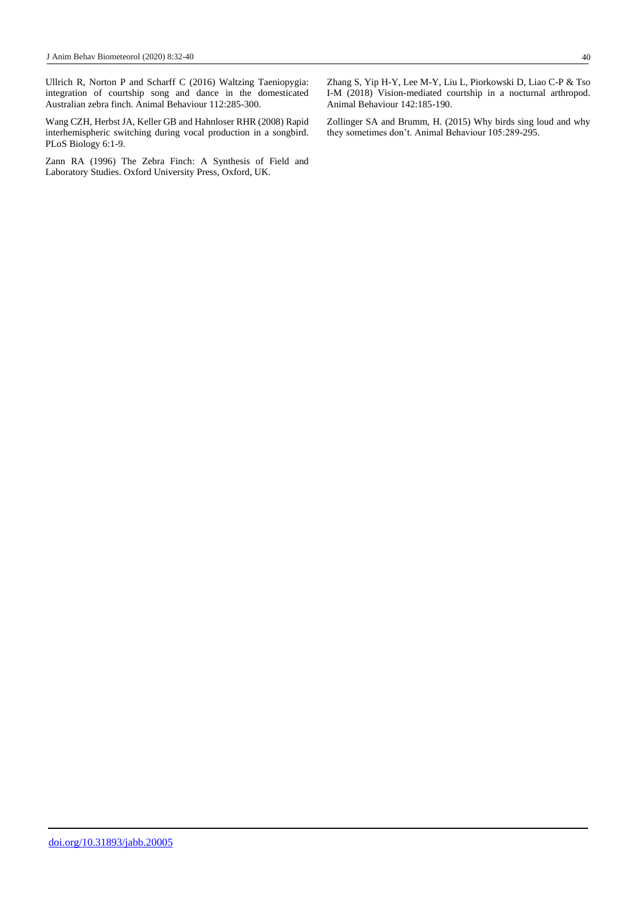Ullrich R, Norton P and Scharff C (2016) Waltzing Taeniopygia: integration of courtship song and dance in the domesticated Australian zebra finch. Animal Behaviour 112:285-300.

Wang CZH, Herbst JA, Keller GB and Hahnloser RHR (2008) Rapid interhemispheric switching during vocal production in a songbird. PLoS Biology 6:1-9.

Zann RA (1996) The Zebra Finch: A Synthesis of Field and Laboratory Studies. Oxford University Press, Oxford, UK.

Zhang S, Yip H-Y, Lee M-Y, Liu L, Piorkowski D, Liao C-P & Tso I-M (2018) Vision-mediated courtship in a nocturnal arthropod. Animal Behaviour 142:185-190.

Zollinger SA and Brumm, H. (2015) Why birds sing loud and why they sometimes don't. Animal Behaviour 105:289-295.

doi.org/10.31893/jabb.20005